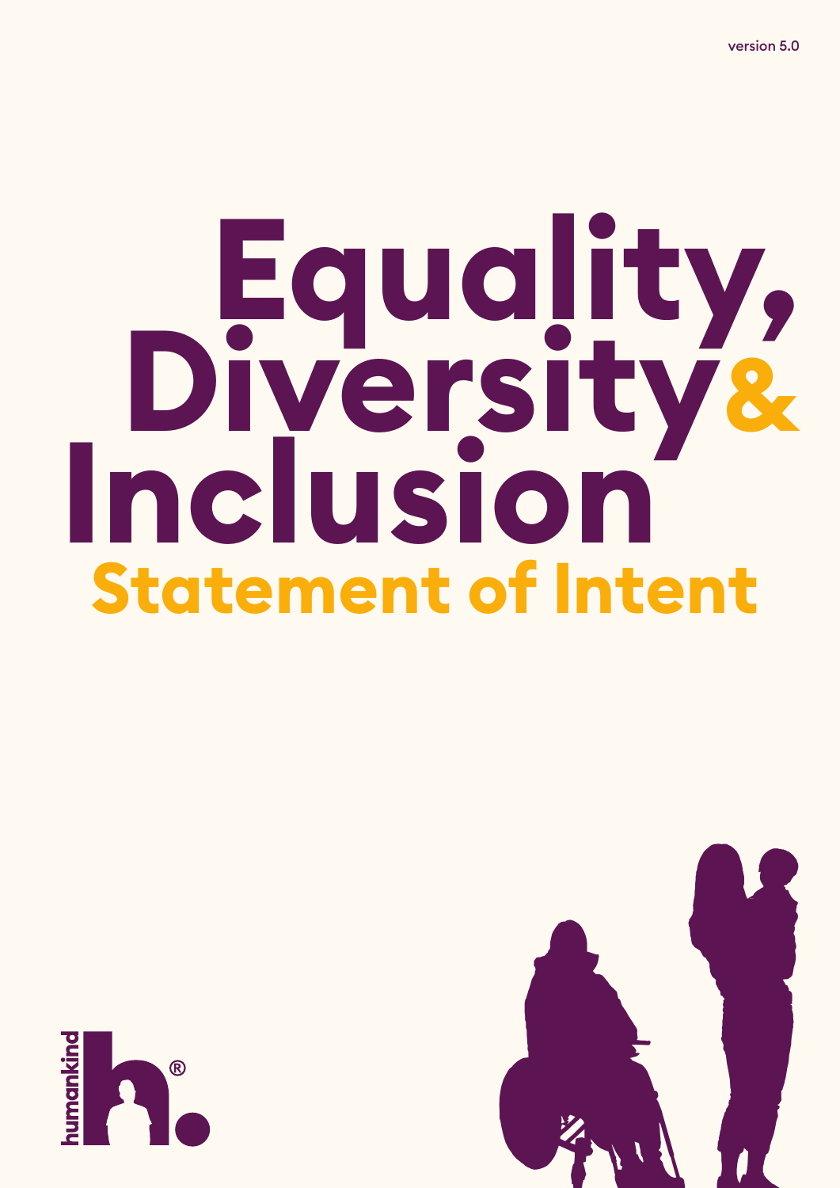version 5.0

# Equality, Diversity & Inclusion

## Statement of Intent

humankind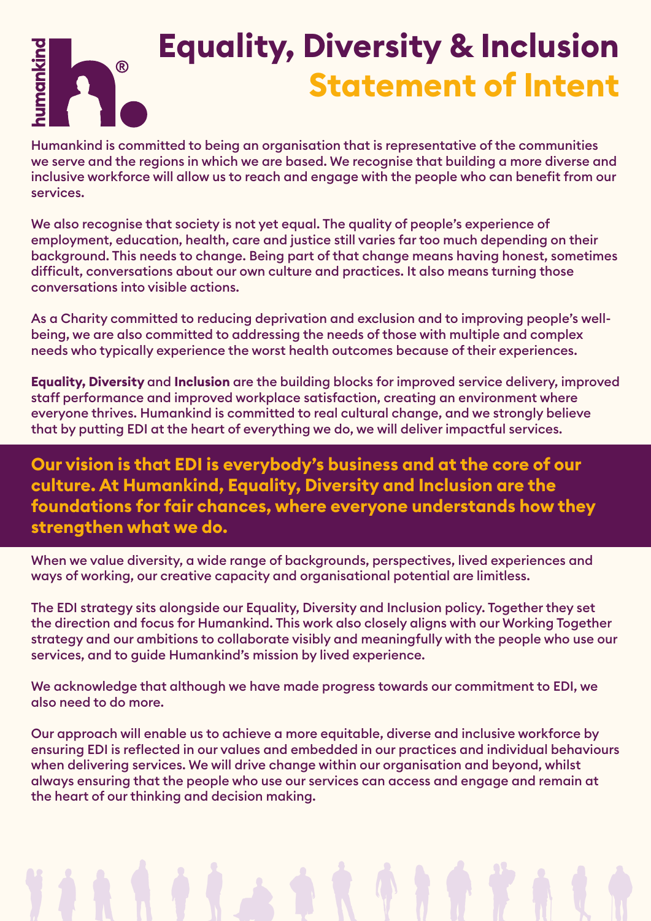# Equality, Diversity & Inclusion Statement of Intent

Humankind is committed to being an organisation that is representative of the communities we serve and the regions in which we are based. We recognise that building a more diverse and inclusive workforce will allow us to reach and engage with the people who can benefit from our services.

We also recognise that society is not yet equal. The quality of people's experience of employment, education, health, care and justice still varies far too much depending on their background. This needs to change. Being part of that change means having honest, sometimes difficult, conversations about our own culture and practices. It also means turning those conversations into visible actions.

As a Charity committed to reducing deprivation and exclusion and to improving people's well-being, we are also committed to addressing the needs of those with multiple and complex needs who typically experience the worst health outcomes because of their experiences.

**Equality, Diversity** and **Inclusion** are the building blocks for improved service delivery, improved staff performance and improved workplace satisfaction, creating an environment where everyone thrives. Humankind is committed to real cultural change, and we strongly believe that by putting EDI at the heart of everything we do, we will deliver impactful services.

**Our vision is that EDI is everybody's business and at the core of our culture. At Humankind, Equality, Diversity and Inclusion are the foundations for fair chances, where everyone understands how they strengthen what we do.**

When we value diversity, a wide range of backgrounds, perspectives, lived experiences and ways of working, our creative capacity and organisational potential are limitless.

The EDI strategy sits alongside our Equality, Diversity and Inclusion policy. Together they set the direction and focus for Humankind. This work also closely aligns with our Working Together strategy and our ambitions to collaborate visibly and meaningfully with the people who use our services, and to guide Humankind's mission by lived experience.

We acknowledge that although we have made progress towards our commitment to EDI, we also need to do more.

Our approach will enable us to achieve a more equitable, diverse and inclusive workforce by ensuring EDI is reflected in our values and embedded in our practices and individual behaviours when delivering services. We will drive change within our organisation and beyond, whilst always ensuring that the people who use our services can access and engage and remain at the heart of our thinking and decision making.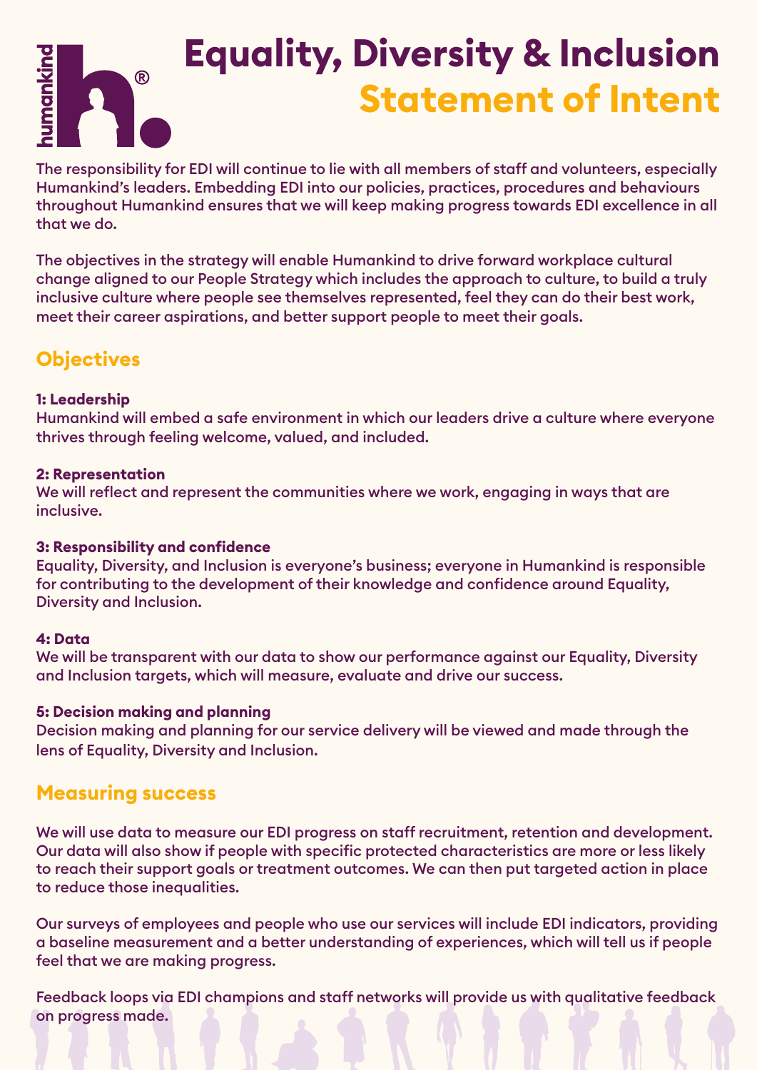# Equality, Diversity & Inclusion
# Statement of Intent

The responsibility for EDI will continue to lie with all members of staff and volunteers, especially Humankind's leaders. Embedding EDI into our policies, practices, procedures and behaviours throughout Humankind ensures that we will keep making progress towards EDI excellence in all that we do.

The objectives in the strategy will enable Humankind to drive forward workplace cultural change aligned to our People Strategy which includes the approach to culture, to build a truly inclusive culture where people see themselves represented, feel they can do their best work, meet their career aspirations, and better support people to meet their goals.

## Objectives

**1: Leadership**
Humankind will embed a safe environment in which our leaders drive a culture where everyone thrives through feeling welcome, valued, and included.

**2: Representation**
We will reflect and represent the communities where we work, engaging in ways that are inclusive.

**3: Responsibility and confidence**
Equality, Diversity, and Inclusion is everyone's business; everyone in Humankind is responsible for contributing to the development of their knowledge and confidence around Equality, Diversity and Inclusion.

**4: Data**
We will be transparent with our data to show our performance against our Equality, Diversity and Inclusion targets, which will measure, evaluate and drive our success.

**5: Decision making and planning**
Decision making and planning for our service delivery will be viewed and made through the lens of Equality, Diversity and Inclusion.

## Measuring success

We will use data to measure our EDI progress on staff recruitment, retention and development. Our data will also show if people with specific protected characteristics are more or less likely to reach their support goals or treatment outcomes. We can then put targeted action in place to reduce those inequalities.

Our surveys of employees and people who use our services will include EDI indicators, providing a baseline measurement and a better understanding of experiences, which will tell us if people feel that we are making progress.

Feedback loops via EDI champions and staff networks will provide us with qualitative feedback on progress made.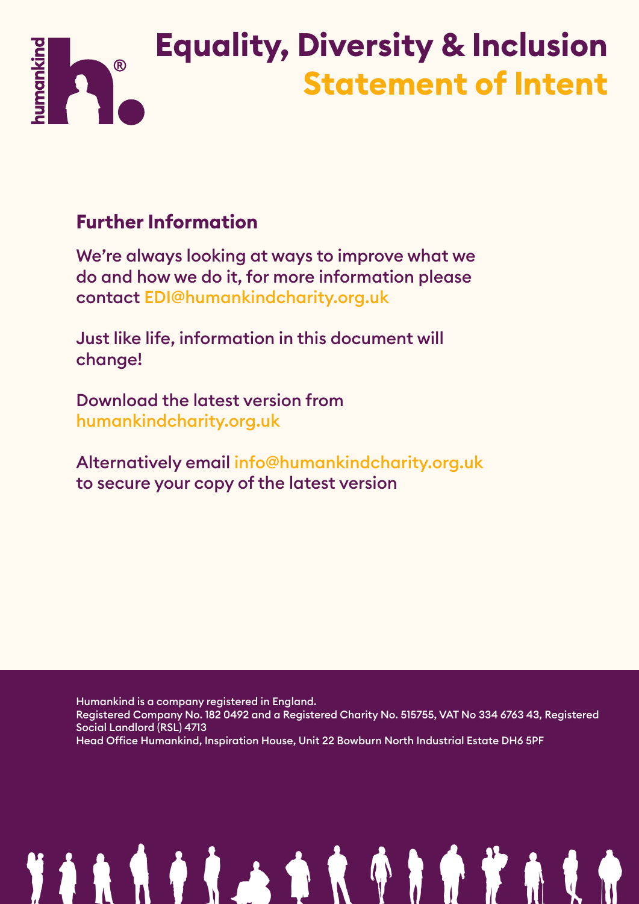# Equality, Diversity & Inclusion Statement of Intent

## Further Information

We're always looking at ways to improve what we do and how we do it, for more information please contact EDI@humankindcharity.org.uk

Just like life, information in this document will change!

Download the latest version from humankindcharity.org.uk

Alternatively email info@humankindcharity.org.uk to secure your copy of the latest version

Humankind is a company registered in England.
Registered Company No. 182 0492 and a Registered Charity No. 515755, VAT No 334 6763 43, Registered Social Landlord (RSL) 4713
Head Office Humankind, Inspiration House, Unit 22 Bowburn North Industrial Estate DH6 5PF